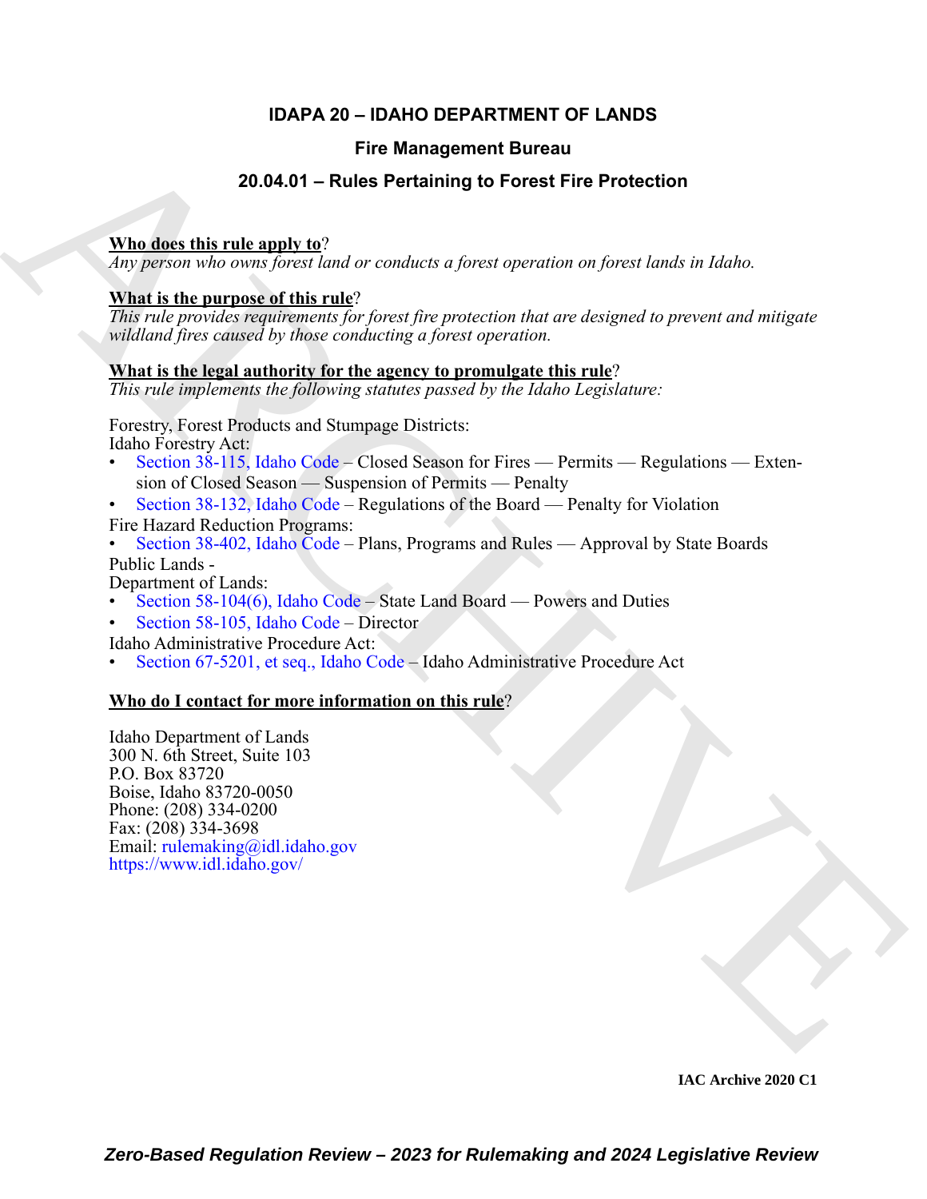# IDAPA 20 – IDAHO DEPARTMENT OF LANDS

## Fire Management Bureau

## 20.04.01 – Rules Pertaining to Forest Fire Protection

**Who does this rule apply to**?

*Any person who owns forest land or conducts a forest operation on forest lands in Idaho.*

**What is the purpose of this rule**?

*This rule provides requirements for forest fire protection that are designed to prevent and mitigate wildland fires caused by those conducting a forest operation.*

**What is the legal authority for the agency to promulgate this rule**?

*This rule implements the following statutes passed by the Idaho Legislature:*

Forestry, Forest Products and Stumpage Districts:
Idaho Forestry Act:

- Section 38-115, Idaho Code – Closed Season for Fires — Permits — Regulations — Extension of Closed Season — Suspension of Permits — Penalty
- Section 38-132, Idaho Code – Regulations of the Board — Penalty for Violation

Fire Hazard Reduction Programs:

- Section 38-402, Idaho Code – Plans, Programs and Rules — Approval by State Boards

Public Lands -
Department of Lands:

- Section 58-104(6), Idaho Code – State Land Board — Powers and Duties
- Section 58-105, Idaho Code – Director

Idaho Administrative Procedure Act:

- Section 67-5201, et seq., Idaho Code – Idaho Administrative Procedure Act

**Who do I contact for more information on this rule**?

Idaho Department of Lands
300 N. 6th Street, Suite 103
P.O. Box 83720
Boise, Idaho 83720-0050
Phone: (208) 334-0200
Fax: (208) 334-3698
Email: rulemaking@idl.idaho.gov
https://www.idl.idaho.gov/

**IAC Archive 2020 C1**

***Zero-Based Regulation Review – 2023 for Rulemaking and 2024 Legislative Review***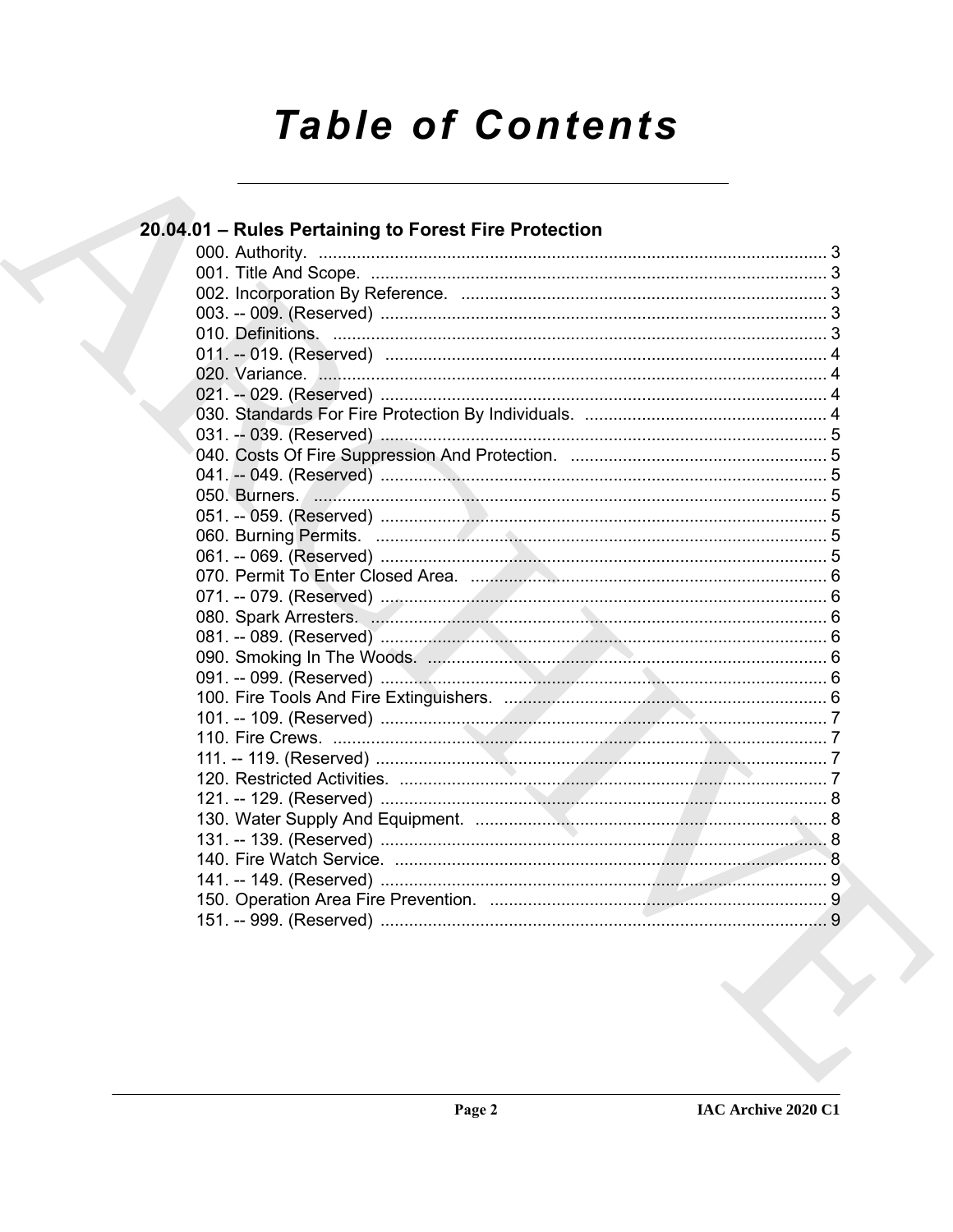# Table of Contents

## 20.04.01 – Rules Pertaining to Forest Fire Protection

000. Authority. ........................................................................................................ 3
001. Title And Scope. ................................................................................................ 3
002. Incorporation By Reference. ............................................................................. 3
003. -- 009. (Reserved) ............................................................................................. 3
010. Definitions. ....................................................................................................... 3
011. -- 019. (Reserved) ............................................................................................. 4
020. Variance. .......................................................................................................... 4
021. -- 029. (Reserved) ............................................................................................. 4
030. Standards For Fire Protection By Individuals. .................................................. 4
031. -- 039. (Reserved) ............................................................................................. 5
040. Costs Of Fire Suppression And Protection. ...................................................... 5
041. -- 049. (Reserved) ............................................................................................. 5
050. Burners. ............................................................................................................ 5
051. -- 059. (Reserved) ............................................................................................. 5
060. Burning Permits. ............................................................................................... 5
061. -- 069. (Reserved) ............................................................................................. 5
070. Permit To Enter Closed Area. ........................................................................... 6
071. -- 079. (Reserved) ............................................................................................. 6
080. Spark Arresters. ................................................................................................ 6
081. -- 089. (Reserved) ............................................................................................. 6
090. Smoking In The Woods. .................................................................................... 6
091. -- 099. (Reserved) ............................................................................................. 6
100. Fire Tools And Fire Extinguishers. .................................................................... 6
101. -- 109. (Reserved) ............................................................................................. 7
110. Fire Crews. ........................................................................................................ 7
111. -- 119. (Reserved) ............................................................................................. 7
120. Restricted Activities. .......................................................................................... 7
121. -- 129. (Reserved) ............................................................................................. 8
130. Water Supply And Equipment. .......................................................................... 8
131. -- 139. (Reserved) ............................................................................................. 8
140. Fire Watch Service. ........................................................................................... 8
141. -- 149. (Reserved) ............................................................................................. 9
150. Operation Area Fire Prevention. ....................................................................... 9
151. -- 999. (Reserved) ............................................................................................. 9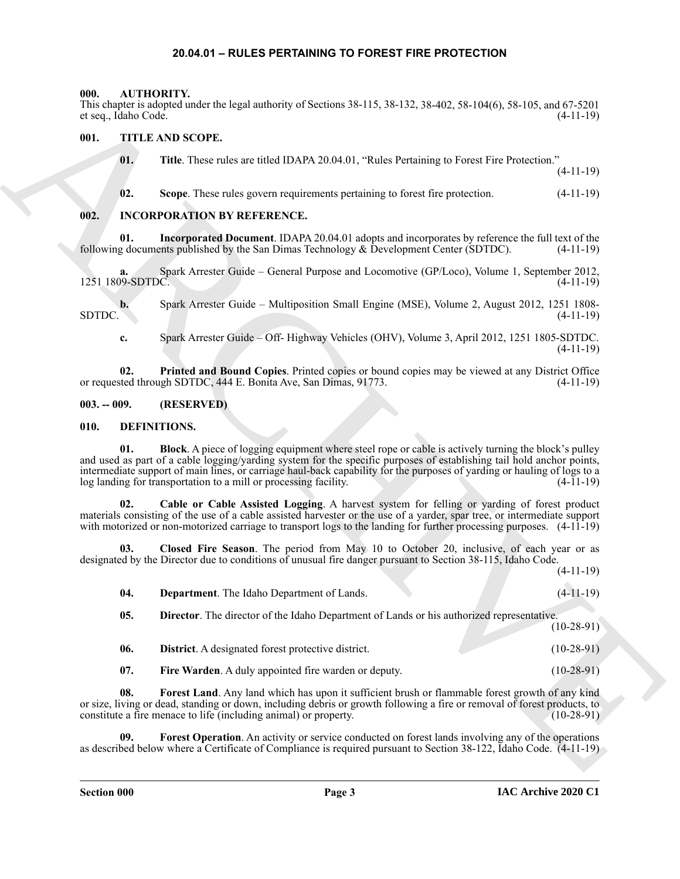# 20.04.01 – RULES PERTAINING TO FOREST FIRE PROTECTION

## 000. AUTHORITY.

This chapter is adopted under the legal authority of Sections 38-115, 38-132, 38-402, 58-104(6), 58-105, and 67-5201 et seq., Idaho Code. (4-11-19)

## 001. TITLE AND SCOPE.

**01. Title**. These rules are titled IDAPA 20.04.01, "Rules Pertaining to Forest Fire Protection." (4-11-19)

**02. Scope**. These rules govern requirements pertaining to forest fire protection. (4-11-19)

## 002. INCORPORATION BY REFERENCE.

**01. Incorporated Document**. IDAPA 20.04.01 adopts and incorporates by reference the full text of the following documents published by the San Dimas Technology & Development Center (SDTDC). (4-11-19)

**a.** Spark Arrester Guide – General Purpose and Locomotive (GP/Loco), Volume 1, September 2012, 1251 1809-SDTDC. (4-11-19)

**b.** Spark Arrester Guide – Multiposition Small Engine (MSE), Volume 2, August 2012, 1251 1808-SDTDC. (4-11-19)

**c.** Spark Arrester Guide – Off- Highway Vehicles (OHV), Volume 3, April 2012, 1251 1805-SDTDC. (4-11-19)

**02. Printed and Bound Copies**. Printed copies or bound copies may be viewed at any District Office or requested through SDTDC, 444 E. Bonita Ave, San Dimas, 91773. (4-11-19)

## 003. -- 009. (RESERVED)

## 010. DEFINITIONS.

**01. Block**. A piece of logging equipment where steel rope or cable is actively turning the block's pulley and used as part of a cable logging/yarding system for the specific purposes of establishing tail hold anchor points, intermediate support of main lines, or carriage haul-back capability for the purposes of yarding or hauling of logs to a log landing for transportation to a mill or processing facility. (4-11-19)

**02. Cable or Cable Assisted Logging**. A harvest system for felling or yarding of forest product materials consisting of the use of a cable assisted harvester or the use of a yarder, spar tree, or intermediate support with motorized or non-motorized carriage to transport logs to the landing for further processing purposes. (4-11-19)

**03. Closed Fire Season**. The period from May 10 to October 20, inclusive, of each year or as designated by the Director due to conditions of unusual fire danger pursuant to Section 38-115, Idaho Code. (4-11-19)

**04. Department**. The Idaho Department of Lands. (4-11-19)

**05. Director**. The director of the Idaho Department of Lands or his authorized representative. (10-28-91)

**06. District**. A designated forest protective district. (10-28-91)

**07. Fire Warden**. A duly appointed fire warden or deputy. (10-28-91)

**08. Forest Land**. Any land which has upon it sufficient brush or flammable forest growth of any kind or size, living or dead, standing or down, including debris or growth following a fire or removal of forest products, to constitute a fire menace to life (including animal) or property. (10-28-91)

**09. Forest Operation**. An activity or service conducted on forest lands involving any of the operations as described below where a Certificate of Compliance is required pursuant to Section 38-122, Idaho Code. (4-11-19)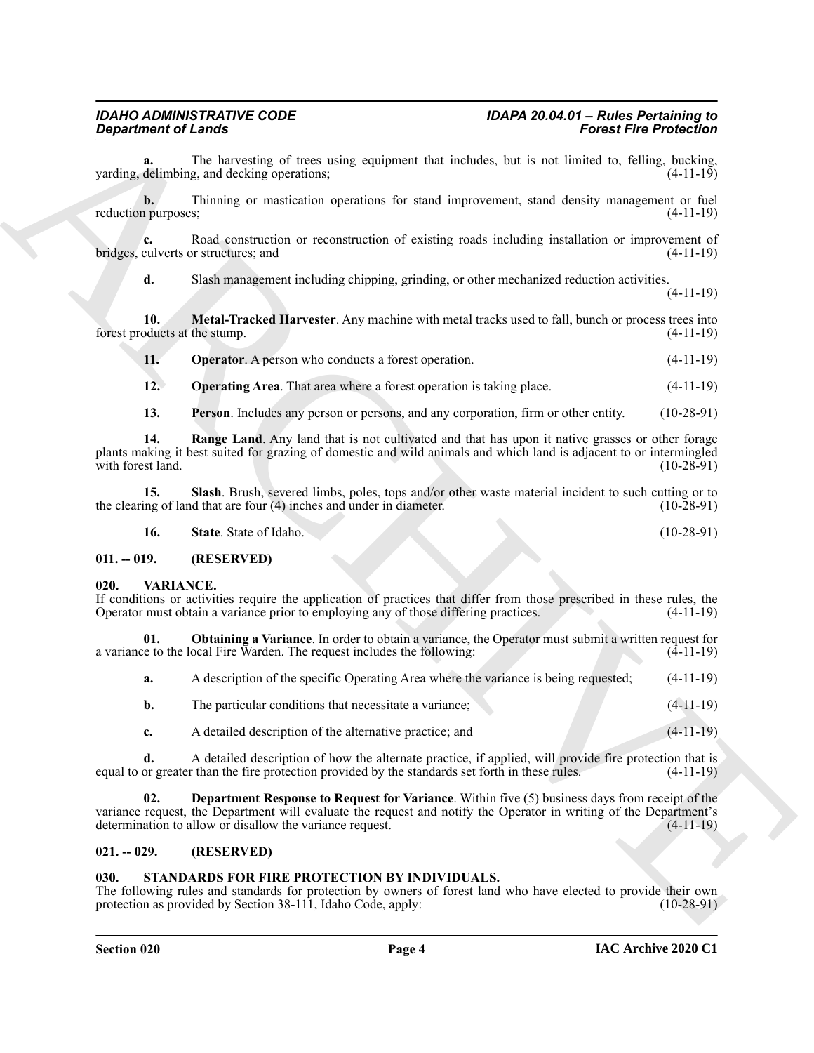**a.** The harvesting of trees using equipment that includes, but is not limited to, felling, bucking, yarding, delimbing, and decking operations; (4-11-19)

**b.** Thinning or mastication operations for stand improvement, stand density management or fuel reduction purposes; (4-11-19)

**c.** Road construction or reconstruction of existing roads including installation or improvement of bridges, culverts or structures; and (4-11-19)

**d.** Slash management including chipping, grinding, or other mechanized reduction activities. (4-11-19)

**10. Metal-Tracked Harvester**. Any machine with metal tracks used to fall, bunch or process trees into forest products at the stump. (4-11-19)

**11. Operator**. A person who conducts a forest operation. (4-11-19)

**12. Operating Area**. That area where a forest operation is taking place. (4-11-19)

**13. Person**. Includes any person or persons, and any corporation, firm or other entity. (10-28-91)

**14. Range Land**. Any land that is not cultivated and that has upon it native grasses or other forage plants making it best suited for grazing of domestic and wild animals and which land is adjacent to or intermingled with forest land. (10-28-91)

**15. Slash**. Brush, severed limbs, poles, tops and/or other waste material incident to such cutting or to the clearing of land that are four (4) inches and under in diameter. (10-28-91)

**16. State**. State of Idaho. (10-28-91)

## 011. -- 019. (RESERVED)

## 020. VARIANCE.

If conditions or activities require the application of practices that differ from those prescribed in these rules, the Operator must obtain a variance prior to employing any of those differing practices. (4-11-19)

**01. Obtaining a Variance**. In order to obtain a variance, the Operator must submit a written request for a variance to the local Fire Warden. The request includes the following: (4-11-19)

**a.** A description of the specific Operating Area where the variance is being requested; (4-11-19)

**b.** The particular conditions that necessitate a variance; (4-11-19)

**c.** A detailed description of the alternative practice; and (4-11-19)

**d.** A detailed description of how the alternate practice, if applied, will provide fire protection that is equal to or greater than the fire protection provided by the standards set forth in these rules. (4-11-19)

**02. Department Response to Request for Variance**. Within five (5) business days from receipt of the variance request, the Department will evaluate the request and notify the Operator in writing of the Department's determination to allow or disallow the variance request. (4-11-19)

## 021. -- 029. (RESERVED)

## 030. STANDARDS FOR FIRE PROTECTION BY INDIVIDUALS.

The following rules and standards for protection by owners of forest land who have elected to provide their own protection as provided by Section 38-111, Idaho Code, apply: (10-28-91)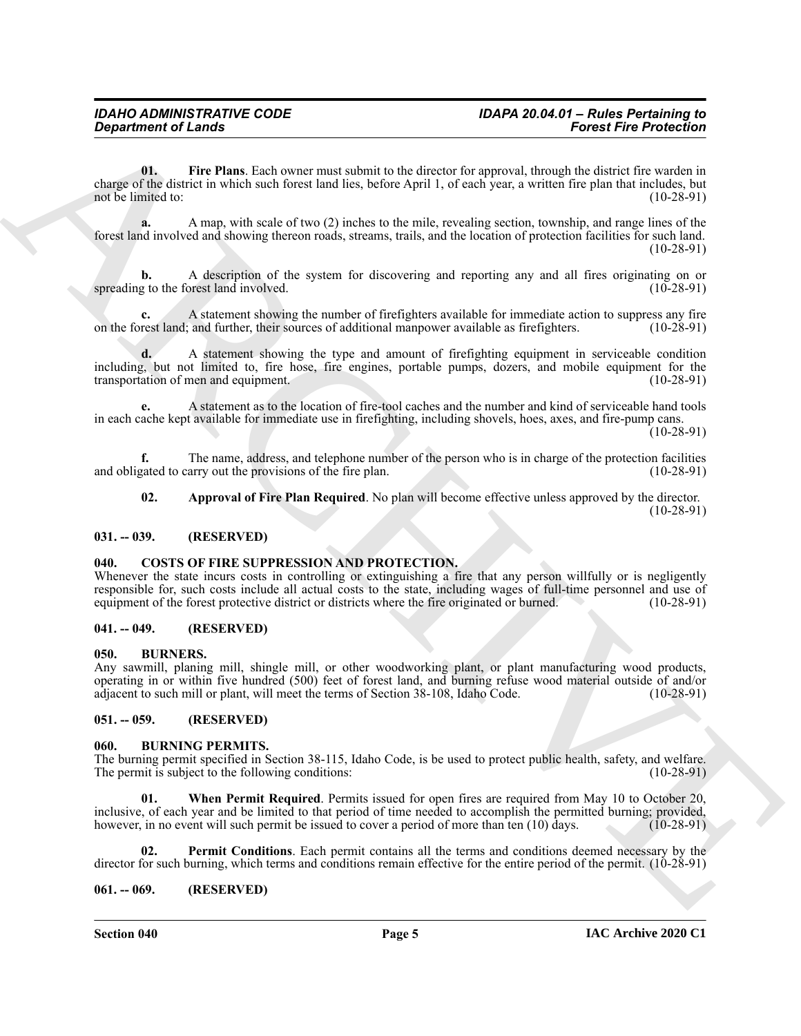**01. Fire Plans**. Each owner must submit to the director for approval, through the district fire warden in charge of the district in which such forest land lies, before April 1, of each year, a written fire plan that includes, but not be limited to: (10-28-91)

**a.** A map, with scale of two (2) inches to the mile, revealing section, township, and range lines of the forest land involved and showing thereon roads, streams, trails, and the location of protection facilities for such land. (10-28-91)

**b.** A description of the system for discovering and reporting any and all fires originating on or spreading to the forest land involved. (10-28-91)

**c.** A statement showing the number of firefighters available for immediate action to suppress any fire on the forest land; and further, their sources of additional manpower available as firefighters. (10-28-91)

**d.** A statement showing the type and amount of firefighting equipment in serviceable condition including, but not limited to, fire hose, fire engines, portable pumps, dozers, and mobile equipment for the transportation of men and equipment. (10-28-91)

**e.** A statement as to the location of fire-tool caches and the number and kind of serviceable hand tools in each cache kept available for immediate use in firefighting, including shovels, hoes, axes, and fire-pump cans. (10-28-91)

**f.** The name, address, and telephone number of the person who is in charge of the protection facilities and obligated to carry out the provisions of the fire plan. (10-28-91)

**02. Approval of Fire Plan Required**. No plan will become effective unless approved by the director. (10-28-91)

### 031. -- 039. (RESERVED)

### 040. COSTS OF FIRE SUPPRESSION AND PROTECTION.

Whenever the state incurs costs in controlling or extinguishing a fire that any person willfully or is negligently responsible for, such costs include all actual costs to the state, including wages of full-time personnel and use of equipment of the forest protective district or districts where the fire originated or burned. (10-28-91)

### 041. -- 049. (RESERVED)

### 050. BURNERS.

Any sawmill, planing mill, shingle mill, or other woodworking plant, or plant manufacturing wood products, operating in or within five hundred (500) feet of forest land, and burning refuse wood material outside of and/or adjacent to such mill or plant, will meet the terms of Section 38-108, Idaho Code. (10-28-91)

### 051. -- 059. (RESERVED)

### 060. BURNING PERMITS.

The burning permit specified in Section 38-115, Idaho Code, is be used to protect public health, safety, and welfare. The permit is subject to the following conditions: (10-28-91)

**01. When Permit Required**. Permits issued for open fires are required from May 10 to October 20, inclusive, of each year and be limited to that period of time needed to accomplish the permitted burning; provided, however, in no event will such permit be issued to cover a period of more than ten (10) days. (10-28-91)

**02. Permit Conditions**. Each permit contains all the terms and conditions deemed necessary by the director for such burning, which terms and conditions remain effective for the entire period of the permit. (10-28-91)

### 061. -- 069. (RESERVED)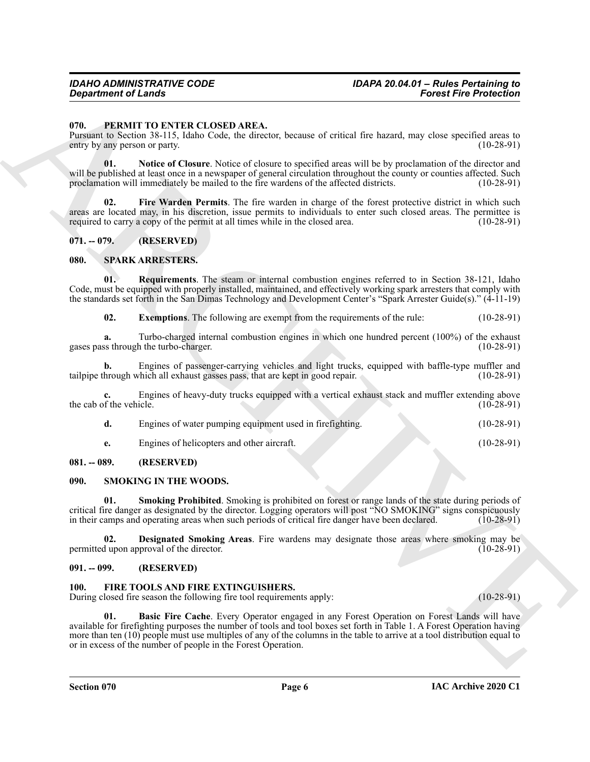## 070. PERMIT TO ENTER CLOSED AREA.

Pursuant to Section 38-115, Idaho Code, the director, because of critical fire hazard, may close specified areas to entry by any person or party. (10-28-91)

**01. Notice of Closure**. Notice of closure to specified areas will be by proclamation of the director and will be published at least once in a newspaper of general circulation throughout the county or counties affected. Such proclamation will immediately be mailed to the fire wardens of the affected districts. (10-28-91)

**02. Fire Warden Permits**. The fire warden in charge of the forest protective district in which such areas are located may, in his discretion, issue permits to individuals to enter such closed areas. The permittee is required to carry a copy of the permit at all times while in the closed area. (10-28-91)

## 071. -- 079. (RESERVED)

## 080. SPARK ARRESTERS.

**01. Requirements**. The steam or internal combustion engines referred to in Section 38-121, Idaho Code, must be equipped with properly installed, maintained, and effectively working spark arresters that comply with the standards set forth in the San Dimas Technology and Development Center's "Spark Arrester Guide(s)." (4-11-19)

**02. Exemptions**. The following are exempt from the requirements of the rule: (10-28-91)

**a.** Turbo-charged internal combustion engines in which one hundred percent (100%) of the exhaust gases pass through the turbo-charger. (10-28-91)

**b.** Engines of passenger-carrying vehicles and light trucks, equipped with baffle-type muffler and tailpipe through which all exhaust gasses pass, that are kept in good repair. (10-28-91)

**c.** Engines of heavy-duty trucks equipped with a vertical exhaust stack and muffler extending above the cab of the vehicle. (10-28-91)

**d.** Engines of water pumping equipment used in firefighting. (10-28-91)

**e.** Engines of helicopters and other aircraft. (10-28-91)

## 081. -- 089. (RESERVED)

## 090. SMOKING IN THE WOODS.

**01. Smoking Prohibited**. Smoking is prohibited on forest or range lands of the state during periods of critical fire danger as designated by the director. Logging operators will post "NO SMOKING" signs conspicuously in their camps and operating areas when such periods of critical fire danger have been declared. (10-28-91)

**02. Designated Smoking Areas**. Fire wardens may designate those areas where smoking may be permitted upon approval of the director. (10-28-91)

## 091. -- 099. (RESERVED)

## 100. FIRE TOOLS AND FIRE EXTINGUISHERS.

During closed fire season the following fire tool requirements apply: (10-28-91)

**01. Basic Fire Cache**. Every Operator engaged in any Forest Operation on Forest Lands will have available for firefighting purposes the number of tools and tool boxes set forth in Table 1. A Forest Operation having more than ten (10) people must use multiples of any of the columns in the table to arrive at a tool distribution equal to or in excess of the number of people in the Forest Operation.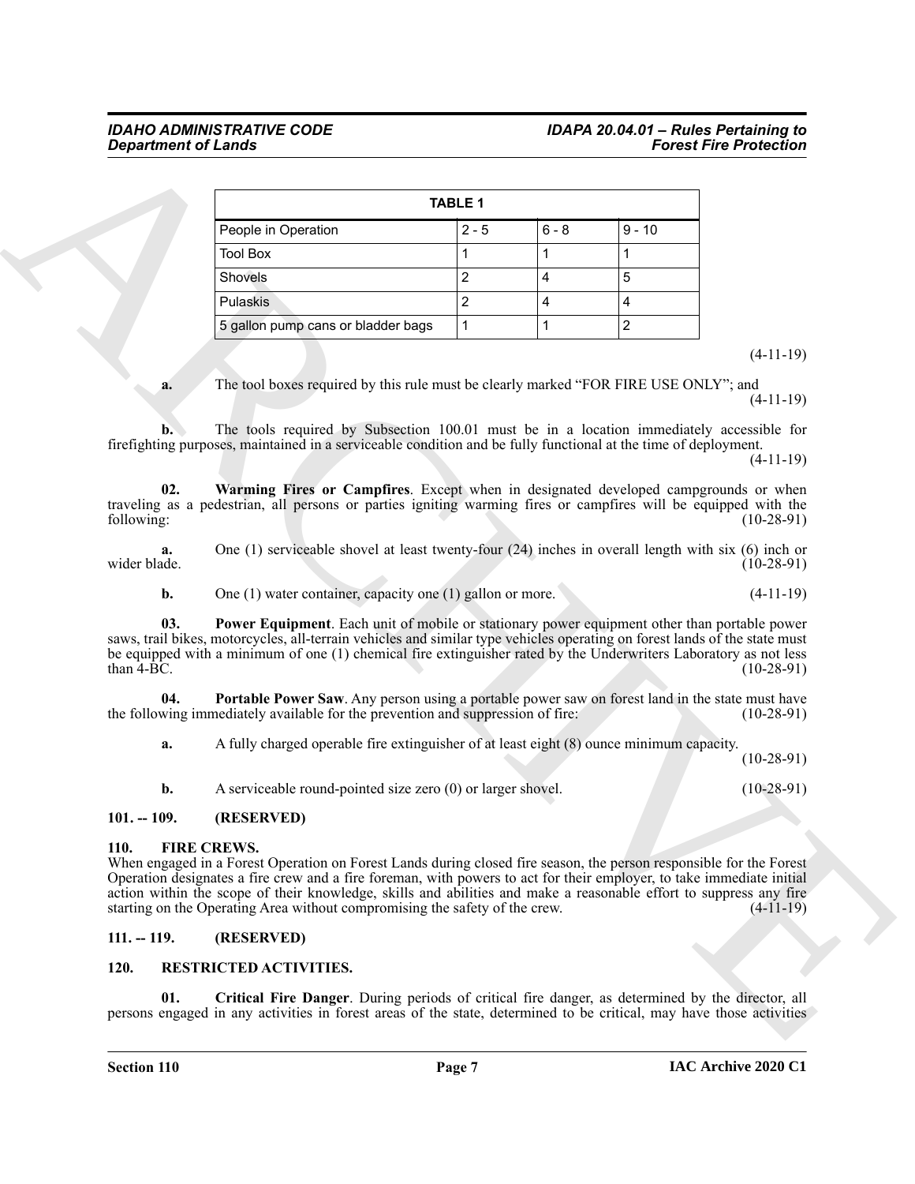| TABLE 1 | | | |
|---|---|---|---|
| People in Operation | 2 - 5 | 6 - 8 | 9 - 10 |
| Tool Box | 1 | 1 | 1 |
| Shovels | 2 | 4 | 5 |
| Pulaskis | 2 | 4 | 4 |
| 5 gallon pump cans or bladder bags | 1 | 1 | 2 |

(4-11-19)

**a.** The tool boxes required by this rule must be clearly marked "FOR FIRE USE ONLY"; and (4-11-19)

**b.** The tools required by Subsection 100.01 must be in a location immediately accessible for firefighting purposes, maintained in a serviceable condition and be fully functional at the time of deployment. (4-11-19)

**02. Warming Fires or Campfires**. Except when in designated developed campgrounds or when traveling as a pedestrian, all persons or parties igniting warming fires or campfires will be equipped with the following: (10-28-91)

**a.** One (1) serviceable shovel at least twenty-four (24) inches in overall length with six (6) inch or wider blade. (10-28-91)

**b.** One (1) water container, capacity one (1) gallon or more. (4-11-19)

**03. Power Equipment**. Each unit of mobile or stationary power equipment other than portable power saws, trail bikes, motorcycles, all-terrain vehicles and similar type vehicles operating on forest lands of the state must be equipped with a minimum of one (1) chemical fire extinguisher rated by the Underwriters Laboratory as not less than 4-BC. (10-28-91)

**04. Portable Power Saw**. Any person using a portable power saw on forest land in the state must have the following immediately available for the prevention and suppression of fire: (10-28-91)

**a.** A fully charged operable fire extinguisher of at least eight (8) ounce minimum capacity. (10-28-91)

**b.** A serviceable round-pointed size zero (0) or larger shovel. (10-28-91)

## 101. -- 109. (RESERVED)

## 110. FIRE CREWS.

When engaged in a Forest Operation on Forest Lands during closed fire season, the person responsible for the Forest Operation designates a fire crew and a fire foreman, with powers to act for their employer, to take immediate initial action within the scope of their knowledge, skills and abilities and make a reasonable effort to suppress any fire starting on the Operating Area without compromising the safety of the crew. (4-11-19)

## 111. -- 119. (RESERVED)

## 120. RESTRICTED ACTIVITIES.

**01. Critical Fire Danger**. During periods of critical fire danger, as determined by the director, all persons engaged in any activities in forest areas of the state, determined to be critical, may have those activities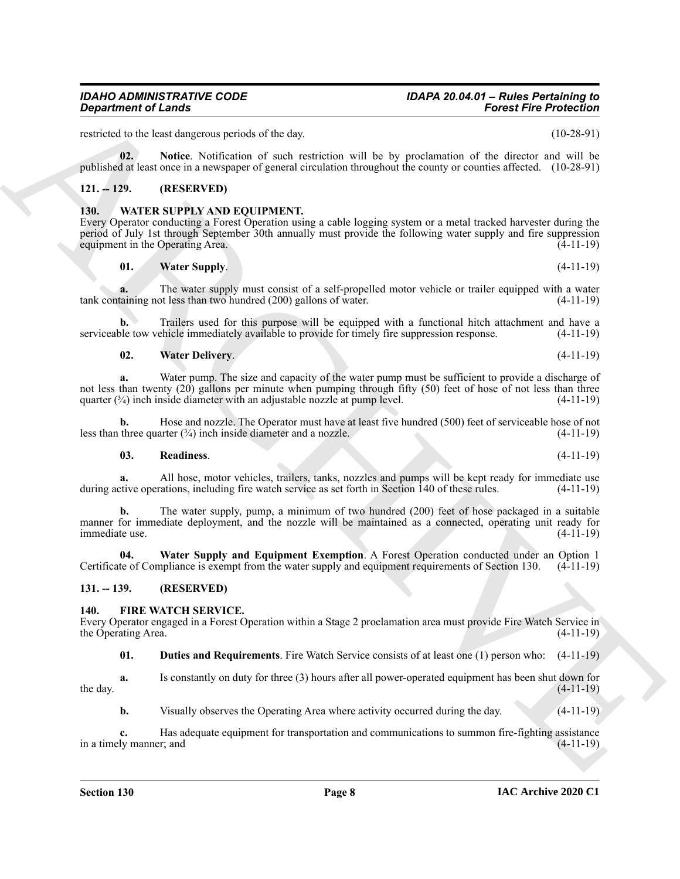restricted to the least dangerous periods of the day. (10-28-91)

**02. Notice**. Notification of such restriction will be by proclamation of the director and will be published at least once in a newspaper of general circulation throughout the county or counties affected. (10-28-91)

## 121. -- 129. (RESERVED)

## 130. WATER SUPPLY AND EQUIPMENT.

Every Operator conducting a Forest Operation using a cable logging system or a metal tracked harvester during the period of July 1st through September 30th annually must provide the following water supply and fire suppression equipment in the Operating Area. (4-11-19)

**01. Water Supply**. (4-11-19)

**a.** The water supply must consist of a self-propelled motor vehicle or trailer equipped with a water tank containing not less than two hundred (200) gallons of water. (4-11-19)

**b.** Trailers used for this purpose will be equipped with a functional hitch attachment and have a serviceable tow vehicle immediately available to provide for timely fire suppression response. (4-11-19)

**02. Water Delivery**. (4-11-19)

**a.** Water pump. The size and capacity of the water pump must be sufficient to provide a discharge of not less than twenty (20) gallons per minute when pumping through fifty (50) feet of hose of not less than three quarter (¾) inch inside diameter with an adjustable nozzle at pump level. (4-11-19)

**b.** Hose and nozzle. The Operator must have at least five hundred (500) feet of serviceable hose of not less than three quarter (¾) inch inside diameter and a nozzle. (4-11-19)

**03. Readiness**. (4-11-19)

**a.** All hose, motor vehicles, trailers, tanks, nozzles and pumps will be kept ready for immediate use during active operations, including fire watch service as set forth in Section 140 of these rules. (4-11-19)

**b.** The water supply, pump, a minimum of two hundred (200) feet of hose packaged in a suitable manner for immediate deployment, and the nozzle will be maintained as a connected, operating unit ready for immediate use. (4-11-19)

**04. Water Supply and Equipment Exemption**. A Forest Operation conducted under an Option 1 Certificate of Compliance is exempt from the water supply and equipment requirements of Section 130. (4-11-19)

## 131. -- 139. (RESERVED)

## 140. FIRE WATCH SERVICE.

Every Operator engaged in a Forest Operation within a Stage 2 proclamation area must provide Fire Watch Service in the Operating Area. (4-11-19)

**01. Duties and Requirements**. Fire Watch Service consists of at least one (1) person who: (4-11-19)

**a.** Is constantly on duty for three (3) hours after all power-operated equipment has been shut down for the day. (4-11-19)

**b.** Visually observes the Operating Area where activity occurred during the day. (4-11-19)

**c.** Has adequate equipment for transportation and communications to summon fire-fighting assistance in a timely manner; and (4-11-19)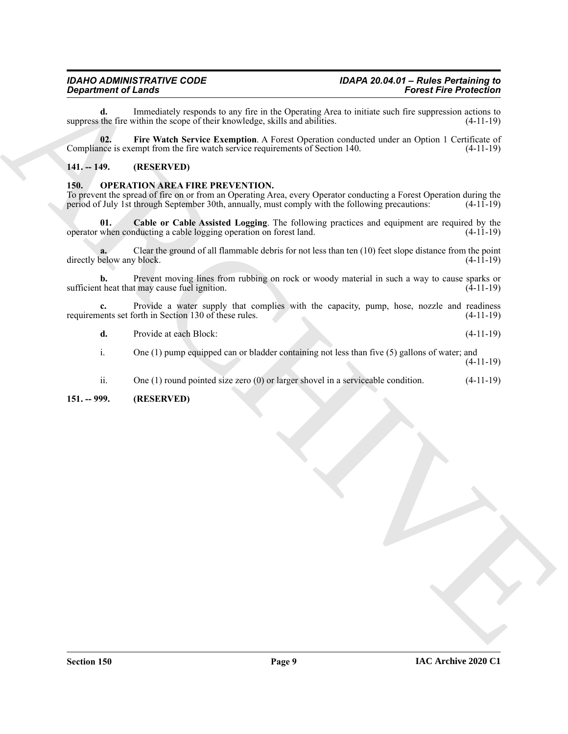**d.** Immediately responds to any fire in the Operating Area to initiate such fire suppression actions to suppress the fire within the scope of their knowledge, skills and abilities. (4-11-19)

**02. Fire Watch Service Exemption**. A Forest Operation conducted under an Option 1 Certificate of Compliance is exempt from the fire watch service requirements of Section 140. (4-11-19)

## 141. -- 149. (RESERVED)

## 150. OPERATION AREA FIRE PREVENTION.

To prevent the spread of fire on or from an Operating Area, every Operator conducting a Forest Operation during the period of July 1st through September 30th, annually, must comply with the following precautions: (4-11-19)

**01. Cable or Cable Assisted Logging**. The following practices and equipment are required by the operator when conducting a cable logging operation on forest land. (4-11-19)

**a.** Clear the ground of all flammable debris for not less than ten (10) feet slope distance from the point directly below any block. (4-11-19)

**b.** Prevent moving lines from rubbing on rock or woody material in such a way to cause sparks or sufficient heat that may cause fuel ignition. (4-11-19)

**c.** Provide a water supply that complies with the capacity, pump, hose, nozzle and readiness requirements set forth in Section 130 of these rules. (4-11-19)

**d.** Provide at each Block: (4-11-19)

i. One (1) pump equipped can or bladder containing not less than five (5) gallons of water; and (4-11-19)

ii. One (1) round pointed size zero (0) or larger shovel in a serviceable condition. (4-11-19)

## 151. -- 999. (RESERVED)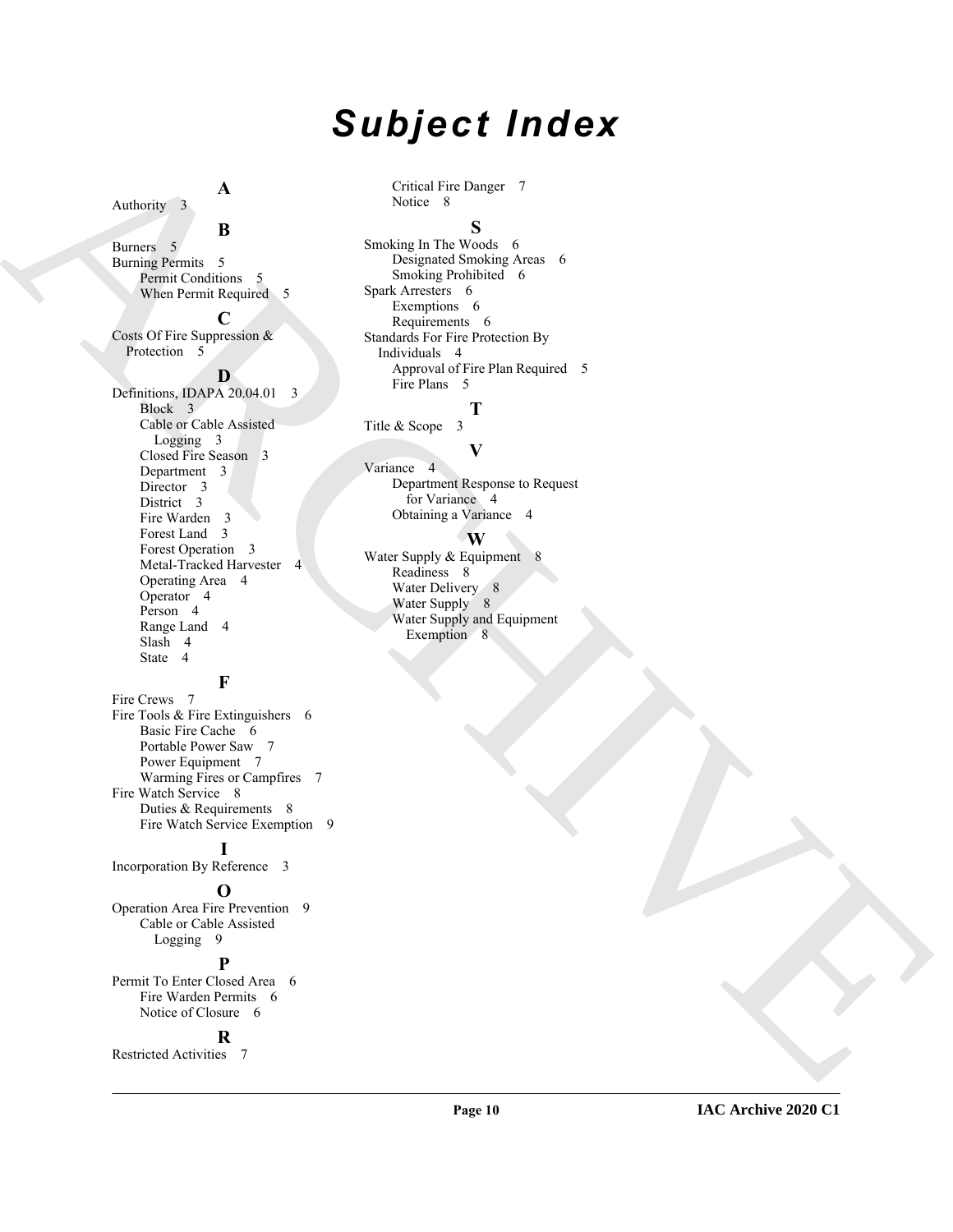# Subject Index

**A**

Authority 3

**B**

Burners 5
Burning Permits 5
  Permit Conditions 5
  When Permit Required 5

**C**

Costs Of Fire Suppression & Protection 5

**D**

Definitions, IDAPA 20.04.01 3
  Block 3
  Cable or Cable Assisted Logging 3
  Closed Fire Season 3
  Department 3
  Director 3
  District 3
  Fire Warden 3
  Forest Land 3
  Forest Operation 3
  Metal-Tracked Harvester 4
  Operating Area 4
  Operator 4
  Person 4
  Range Land 4
  Slash 4
  State 4

**F**

Fire Crews 7
Fire Tools & Fire Extinguishers 6
  Basic Fire Cache 6
  Portable Power Saw 7
  Power Equipment 7
  Warming Fires or Campfires 7
Fire Watch Service 8
  Duties & Requirements 8
  Fire Watch Service Exemption 9

**I**

Incorporation By Reference 3

**O**

Operation Area Fire Prevention 9
  Cable or Cable Assisted Logging 9

**P**

Permit To Enter Closed Area 6
  Fire Warden Permits 6
  Notice of Closure 6

**R**

Restricted Activities 7
  Critical Fire Danger 7
  Notice 8

**S**

Smoking In The Woods 6
  Designated Smoking Areas 6
  Smoking Prohibited 6
Spark Arresters 6
  Exemptions 6
  Requirements 6
Standards For Fire Protection By Individuals 4
  Approval of Fire Plan Required 5
  Fire Plans 5

**T**

Title & Scope 3

**V**

Variance 4
  Department Response to Request for Variance 4
  Obtaining a Variance 4

**W**

Water Supply & Equipment 8
  Readiness 8
  Water Delivery 8
  Water Supply 8
  Water Supply and Equipment Exemption 8